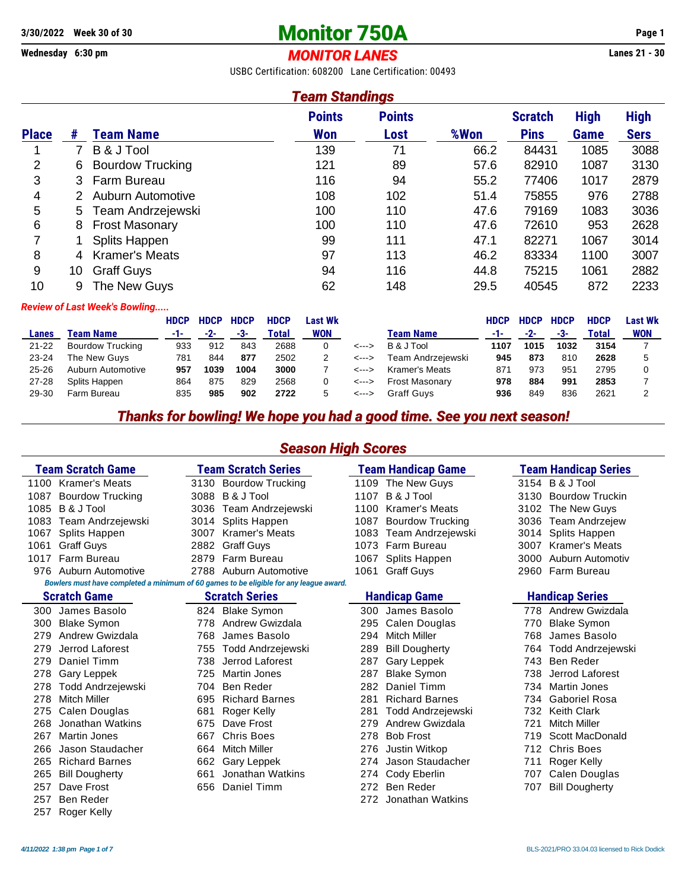3/30/2022 Week 30 of 30

Wednesday 6:30 pm

# Monitor 750A

## MONITOR LANES

Lanes 21 - 30

USBC Certification: 608200 Lane Certification: 00493

## Team Standings

| Place | # | Team Name | Points Won | Points Lost | %Won | Scratch Pins | High Game | High Sers |
|---|---|---|---|---|---|---|---|---|
| 1 | 7 | B & J Tool | 139 | 71 | 66.2 | 84431 | 1085 | 3088 |
| 2 | 6 | Bourdow Trucking | 121 | 89 | 57.6 | 82910 | 1087 | 3130 |
| 3 | 3 | Farm Bureau | 116 | 94 | 55.2 | 77406 | 1017 | 2879 |
| 4 | 2 | Auburn Automotive | 108 | 102 | 51.4 | 75855 | 976 | 2788 |
| 5 | 5 | Team Andrzejewski | 100 | 110 | 47.6 | 79169 | 1083 | 3036 |
| 6 | 8 | Frost Masonary | 100 | 110 | 47.6 | 72610 | 953 | 2628 |
| 7 | 1 | Splits Happen | 99 | 111 | 47.1 | 82271 | 1067 | 3014 |
| 8 | 4 | Kramer's Meats | 97 | 113 | 46.2 | 83334 | 1100 | 3007 |
| 9 | 10 | Graff Guys | 94 | 116 | 44.8 | 75215 | 1061 | 2882 |
| 10 | 9 | The New Guys | 62 | 148 | 29.5 | 40545 | 872 | 2233 |

*Review of Last Week's Bowling.....*

| Lanes | Team Name | HDCP -1- | HDCP -2- | HDCP -3- | HDCP Total | Last Wk WON | | Team Name | HDCP -1- | HDCP -2- | HDCP -3- | HDCP Total | Last Wk WON |
|---|---|---|---|---|---|---|---|---|---|---|---|---|---|
| 21-22 | Bourdow Trucking | 933 | 912 | 843 | 2688 | 0 | <---> | B & J Tool | **1107** | **1015** | **1032** | **3154** | 7 |
| 23-24 | The New Guys | 781 | 844 | **877** | 2502 | 2 | <---> | Team Andrzejewski | **945** | **873** | 810 | **2628** | 5 |
| 25-26 | Auburn Automotive | **957** | **1039** | **1004** | **3000** | 7 | <---> | Kramer's Meats | 871 | 973 | 951 | 2795 | 0 |
| 27-28 | Splits Happen | 864 | 875 | 829 | 2568 | 0 | <---> | Frost Masonary | **978** | **884** | **991** | **2853** | 7 |
| 29-30 | Farm Bureau | 835 | **985** | **902** | **2722** | 5 | <---> | Graff Guys | **936** | 849 | 836 | 2621 | 2 |

***Thanks for bowling! We hope you had a good time. See you next season!***

## Season High Scores

| Team Scratch Game | | Team Scratch Series | | Team Handicap Game | | Team Handicap Series | |
|---|---|---|---|---|---|---|---|
| 1100 | Kramer's Meats | 3130 | Bourdow Trucking | 1109 | The New Guys | 3154 | B & J Tool |
| 1087 | Bourdow Trucking | 3088 | B & J Tool | 1107 | B & J Tool | 3130 | Bourdow Truckin |
| 1085 | B & J Tool | 3036 | Team Andrzejewski | 1100 | Kramer's Meats | 3102 | The New Guys |
| 1083 | Team Andrzejewski | 3014 | Splits Happen | 1087 | Bourdow Trucking | 3036 | Team Andrzejew |
| 1067 | Splits Happen | 3007 | Kramer's Meats | 1083 | Team Andrzejewski | 3014 | Splits Happen |
| 1061 | Graff Guys | 2882 | Graff Guys | 1073 | Farm Bureau | 3007 | Kramer's Meats |
| 1017 | Farm Bureau | 2879 | Farm Bureau | 1067 | Splits Happen | 3000 | Auburn Automotiv |
| 976 | Auburn Automotive | 2788 | Auburn Automotive | 1061 | Graff Guys | 2960 | Farm Bureau |

*Bowlers must have completed a minimum of 60 games to be eligible for any league award.*

| Scratch Game | | Scratch Series | | Handicap Game | | Handicap Series | |
|---|---|---|---|---|---|---|---|
| 300 | James Basolo | 824 | Blake Symon | 300 | James Basolo | 778 | Andrew Gwizdala |
| 300 | Blake Symon | 778 | Andrew Gwizdala | 295 | Calen Douglas | 770 | Blake Symon |
| 279 | Andrew Gwizdala | 768 | James Basolo | 294 | Mitch Miller | 768 | James Basolo |
| 279 | Jerrod Laforest | 755 | Todd Andrzejewski | 289 | Bill Dougherty | 764 | Todd Andrzejewski |
| 279 | Daniel Timm | 738 | Jerrod Laforest | 287 | Gary Leppek | 743 | Ben Reder |
| 278 | Gary Leppek | 725 | Martin Jones | 287 | Blake Symon | 738 | Jerrod Laforest |
| 278 | Todd Andrzejewski | 704 | Ben Reder | 282 | Daniel Timm | 734 | Martin Jones |
| 278 | Mitch Miller | 695 | Richard Barnes | 281 | Richard Barnes | 734 | Gaboriel Rosa |
| 275 | Calen Douglas | 681 | Roger Kelly | 281 | Todd Andrzejewski | 732 | Keith Clark |
| 268 | Jonathan Watkins | 675 | Dave Frost | 279 | Andrew Gwizdala | 721 | Mitch Miller |
| 267 | Martin Jones | 667 | Chris Boes | 278 | Bob Frost | 719 | Scott MacDonald |
| 266 | Jason Staudacher | 664 | Mitch Miller | 276 | Justin Witkop | 712 | Chris Boes |
| 265 | Richard Barnes | 662 | Gary Leppek | 274 | Jason Staudacher | 711 | Roger Kelly |
| 265 | Bill Dougherty | 661 | Jonathan Watkins | 274 | Cody Eberlin | 707 | Calen Douglas |
| 257 | Dave Frost | 656 | Daniel Timm | 272 | Ben Reder | 707 | Bill Dougherty |
| 257 | Ben Reder | | | 272 | Jonathan Watkins | | |
| 257 | Roger Kelly | | | | | | |

*4/11/2022 1:38 pm*

BLS-2021/PRO 33.04.03 licensed to Rick Dodick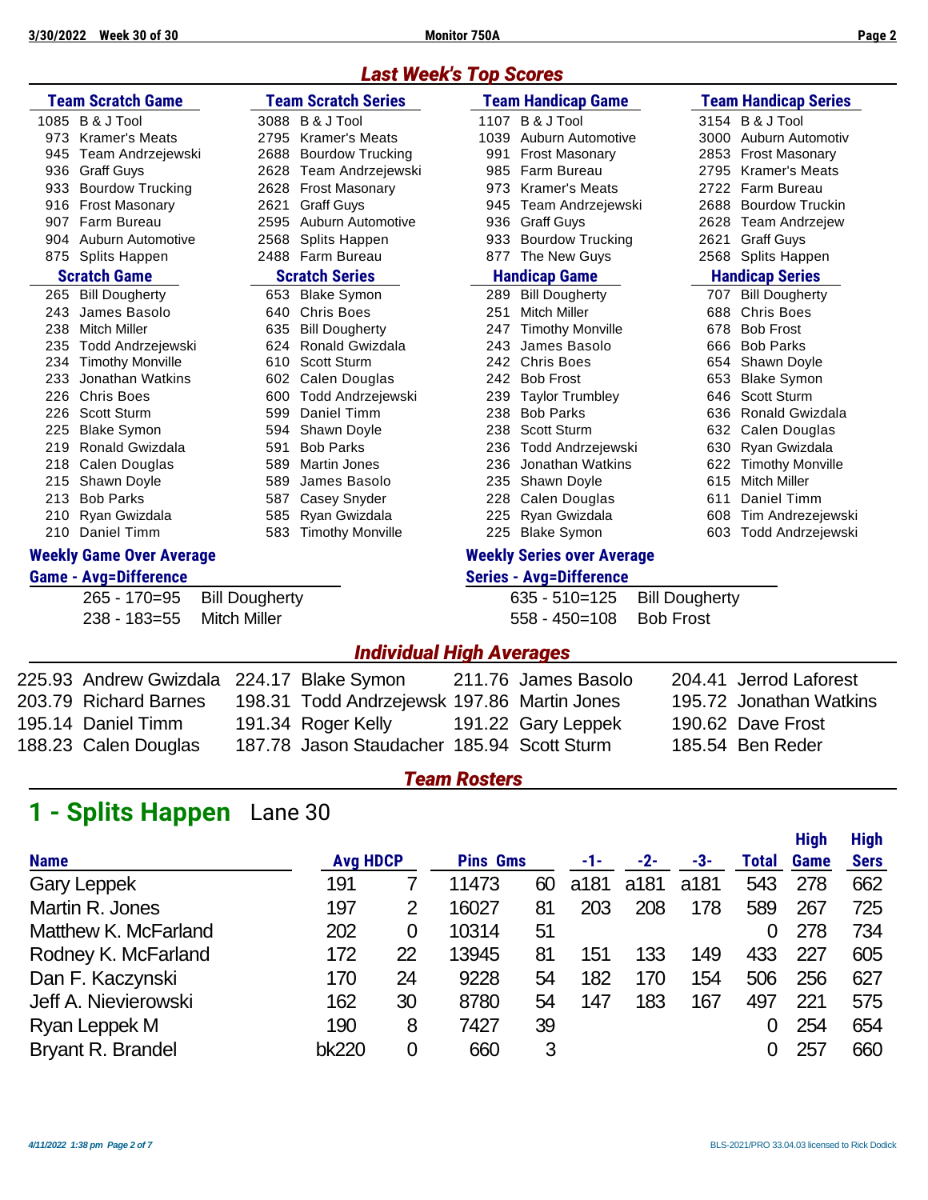## Last Week's Top Scores

| Team Scratch Game | | Team Scratch Series | | Team Handicap Game | | Team Handicap Series | |
|---|---|---|---|---|---|---|---|
| 1085 | B & J Tool | 3088 | B & J Tool | 1107 | B & J Tool | 3154 | B & J Tool |
| 973 | Kramer's Meats | 2795 | Kramer's Meats | 1039 | Auburn Automotive | 3000 | Auburn Automotiv |
| 945 | Team Andrzejewski | 2688 | Bourdow Trucking | 991 | Frost Masonary | 2853 | Frost Masonary |
| 936 | Graff Guys | 2628 | Team Andrzejewski | 985 | Farm Bureau | 2795 | Kramer's Meats |
| 933 | Bourdow Trucking | 2628 | Frost Masonary | 973 | Kramer's Meats | 2722 | Farm Bureau |
| 916 | Frost Masonary | 2621 | Graff Guys | 945 | Team Andrzejewski | 2688 | Bourdow Truckin |
| 907 | Farm Bureau | 2595 | Auburn Automotive | 936 | Graff Guys | 2628 | Team Andrzejew |
| 904 | Auburn Automotive | 2568 | Splits Happen | 933 | Bourdow Trucking | 2621 | Graff Guys |
| 875 | Splits Happen | 2488 | Farm Bureau | 877 | The New Guys | 2568 | Splits Happen |

| Scratch Game | | Scratch Series | | Handicap Game | | Handicap Series | |
|---|---|---|---|---|---|---|---|
| 265 | Bill Dougherty | 653 | Blake Symon | 289 | Bill Dougherty | 707 | Bill Dougherty |
| 243 | James Basolo | 640 | Chris Boes | 251 | Mitch Miller | 688 | Chris Boes |
| 238 | Mitch Miller | 635 | Bill Dougherty | 247 | Timothy Monville | 678 | Bob Frost |
| 235 | Todd Andrzejewski | 624 | Ronald Gwizdala | 243 | James Basolo | 666 | Bob Parks |
| 234 | Timothy Monville | 610 | Scott Sturm | 242 | Chris Boes | 654 | Shawn Doyle |
| 233 | Jonathan Watkins | 602 | Calen Douglas | 242 | Bob Frost | 653 | Blake Symon |
| 226 | Chris Boes | 600 | Todd Andrzejewski | 239 | Taylor Trumbley | 646 | Scott Sturm |
| 226 | Scott Sturm | 599 | Daniel Timm | 238 | Bob Parks | 636 | Ronald Gwizdala |
| 225 | Blake Symon | 594 | Shawn Doyle | 238 | Scott Sturm | 632 | Calen Douglas |
| 219 | Ronald Gwizdala | 591 | Bob Parks | 236 | Todd Andrzejewski | 630 | Ryan Gwizdala |
| 218 | Calen Douglas | 589 | Martin Jones | 236 | Jonathan Watkins | 622 | Timothy Monville |
| 215 | Shawn Doyle | 589 | James Basolo | 235 | Shawn Doyle | 615 | Mitch Miller |
| 213 | Bob Parks | 587 | Casey Snyder | 228 | Calen Douglas | 611 | Daniel Timm |
| 210 | Ryan Gwizdala | 585 | Ryan Gwizdala | 225 | Ryan Gwizdala | 608 | Tim Andrezejewski |
| 210 | Daniel Timm | 583 | Timothy Monville | 225 | Blake Symon | 603 | Todd Andrzejewski |

### Weekly Game Over Average

| Game - Avg=Difference | |
|---|---|
| 265 - 170=95 | Bill Dougherty |
| 238 - 183=55 | Mitch Miller |

### Weekly Series over Average

| Series - Avg=Difference | |
|---|---|
| 635 - 510=125 | Bill Dougherty |
| 558 - 450=108 | Bob Frost |

## Individual High Averages

| | | | | | | | |
|---|---|---|---|---|---|---|---|
| 225.93 | Andrew Gwizdala | 224.17 | Blake Symon | 211.76 | James Basolo | 204.41 | Jerrod Laforest |
| 203.79 | Richard Barnes | 198.31 | Todd Andrzejewsk | 197.86 | Martin Jones | 195.72 | Jonathan Watkins |
| 195.14 | Daniel Timm | 191.34 | Roger Kelly | 191.22 | Gary Leppek | 190.62 | Dave Frost |
| 188.23 | Calen Douglas | 187.78 | Jason Staudacher | 185.94 | Scott Sturm | 185.54 | Ben Reder |

## Team Rosters

# 1 - Splits Happen Lane 30

| Name | Avg | HDCP | Pins | Gms | -1- | -2- | -3- | Total | High Game | High Sers |
|---|---|---|---|---|---|---|---|---|---|---|
| Gary Leppek | 191 | 7 | 11473 | 60 | a181 | a181 | a181 | 543 | 278 | 662 |
| Martin R. Jones | 197 | 2 | 16027 | 81 | 203 | 208 | 178 | 589 | 267 | 725 |
| Matthew K. McFarland | 202 | 0 | 10314 | 51 | | | | 0 | 278 | 734 |
| Rodney K. McFarland | 172 | 22 | 13945 | 81 | 151 | 133 | 149 | 433 | 227 | 605 |
| Dan F. Kaczynski | 170 | 24 | 9228 | 54 | 182 | 170 | 154 | 506 | 256 | 627 |
| Jeff A. Nievierowski | 162 | 30 | 8780 | 54 | 147 | 183 | 167 | 497 | 221 | 575 |
| Ryan Leppek M | 190 | 8 | 7427 | 39 | | | | 0 | 254 | 654 |
| Bryant R. Brandel | bk220 | 0 | 660 | 3 | | | | 0 | 257 | 660 |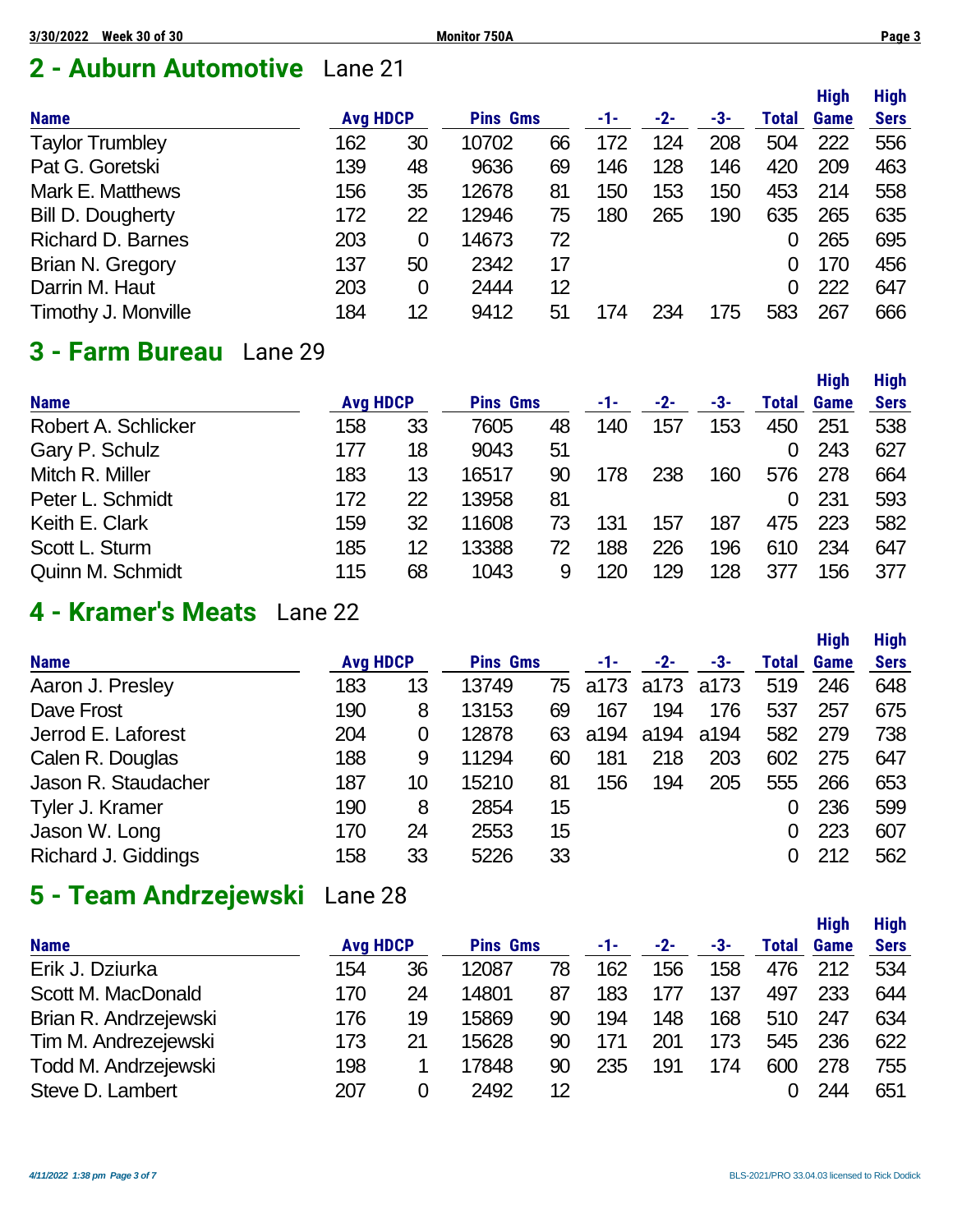## 2 - Auburn Automotive  Lane 21

| Name | Avg | HDCP | Pins | Gms | -1- | -2- | -3- | Total | High Game | High Sers |
|---|---|---|---|---|---|---|---|---|---|---|
| Taylor Trumbley | 162 | 30 | 10702 | 66 | 172 | 124 | 208 | 504 | 222 | 556 |
| Pat G. Goretski | 139 | 48 | 9636 | 69 | 146 | 128 | 146 | 420 | 209 | 463 |
| Mark E. Matthews | 156 | 35 | 12678 | 81 | 150 | 153 | 150 | 453 | 214 | 558 |
| Bill D. Dougherty | 172 | 22 | 12946 | 75 | 180 | 265 | 190 | 635 | 265 | 635 |
| Richard D. Barnes | 203 | 0 | 14673 | 72 | | | | 0 | 265 | 695 |
| Brian N. Gregory | 137 | 50 | 2342 | 17 | | | | 0 | 170 | 456 |
| Darrin M. Haut | 203 | 0 | 2444 | 12 | | | | 0 | 222 | 647 |
| Timothy J. Monville | 184 | 12 | 9412 | 51 | 174 | 234 | 175 | 583 | 267 | 666 |

## 3 - Farm Bureau  Lane 29

| Name | Avg | HDCP | Pins | Gms | -1- | -2- | -3- | Total | High Game | High Sers |
|---|---|---|---|---|---|---|---|---|---|---|
| Robert A. Schlicker | 158 | 33 | 7605 | 48 | 140 | 157 | 153 | 450 | 251 | 538 |
| Gary P. Schulz | 177 | 18 | 9043 | 51 | | | | 0 | 243 | 627 |
| Mitch R. Miller | 183 | 13 | 16517 | 90 | 178 | 238 | 160 | 576 | 278 | 664 |
| Peter L. Schmidt | 172 | 22 | 13958 | 81 | | | | 0 | 231 | 593 |
| Keith E. Clark | 159 | 32 | 11608 | 73 | 131 | 157 | 187 | 475 | 223 | 582 |
| Scott L. Sturm | 185 | 12 | 13388 | 72 | 188 | 226 | 196 | 610 | 234 | 647 |
| Quinn M. Schmidt | 115 | 68 | 1043 | 9 | 120 | 129 | 128 | 377 | 156 | 377 |

## 4 - Kramer's Meats  Lane 22

| Name | Avg | HDCP | Pins | Gms | -1- | -2- | -3- | Total | High Game | High Sers |
|---|---|---|---|---|---|---|---|---|---|---|
| Aaron J. Presley | 183 | 13 | 13749 | 75 | a173 | a173 | a173 | 519 | 246 | 648 |
| Dave Frost | 190 | 8 | 13153 | 69 | 167 | 194 | 176 | 537 | 257 | 675 |
| Jerrod E. Laforest | 204 | 0 | 12878 | 63 | a194 | a194 | a194 | 582 | 279 | 738 |
| Calen R. Douglas | 188 | 9 | 11294 | 60 | 181 | 218 | 203 | 602 | 275 | 647 |
| Jason R. Staudacher | 187 | 10 | 15210 | 81 | 156 | 194 | 205 | 555 | 266 | 653 |
| Tyler J. Kramer | 190 | 8 | 2854 | 15 | | | | 0 | 236 | 599 |
| Jason W. Long | 170 | 24 | 2553 | 15 | | | | 0 | 223 | 607 |
| Richard J. Giddings | 158 | 33 | 5226 | 33 | | | | 0 | 212 | 562 |

## 5 - Team Andrzejewski  Lane 28

| Name | Avg | HDCP | Pins | Gms | -1- | -2- | -3- | Total | High Game | High Sers |
|---|---|---|---|---|---|---|---|---|---|---|
| Erik J. Dziurka | 154 | 36 | 12087 | 78 | 162 | 156 | 158 | 476 | 212 | 534 |
| Scott M. MacDonald | 170 | 24 | 14801 | 87 | 183 | 177 | 137 | 497 | 233 | 644 |
| Brian R. Andrzejewski | 176 | 19 | 15869 | 90 | 194 | 148 | 168 | 510 | 247 | 634 |
| Tim M. Andrezejewski | 173 | 21 | 15628 | 90 | 171 | 201 | 173 | 545 | 236 | 622 |
| Todd M. Andrzejewski | 198 | 1 | 17848 | 90 | 235 | 191 | 174 | 600 | 278 | 755 |
| Steve D. Lambert | 207 | 0 | 2492 | 12 | | | | 0 | 244 | 651 |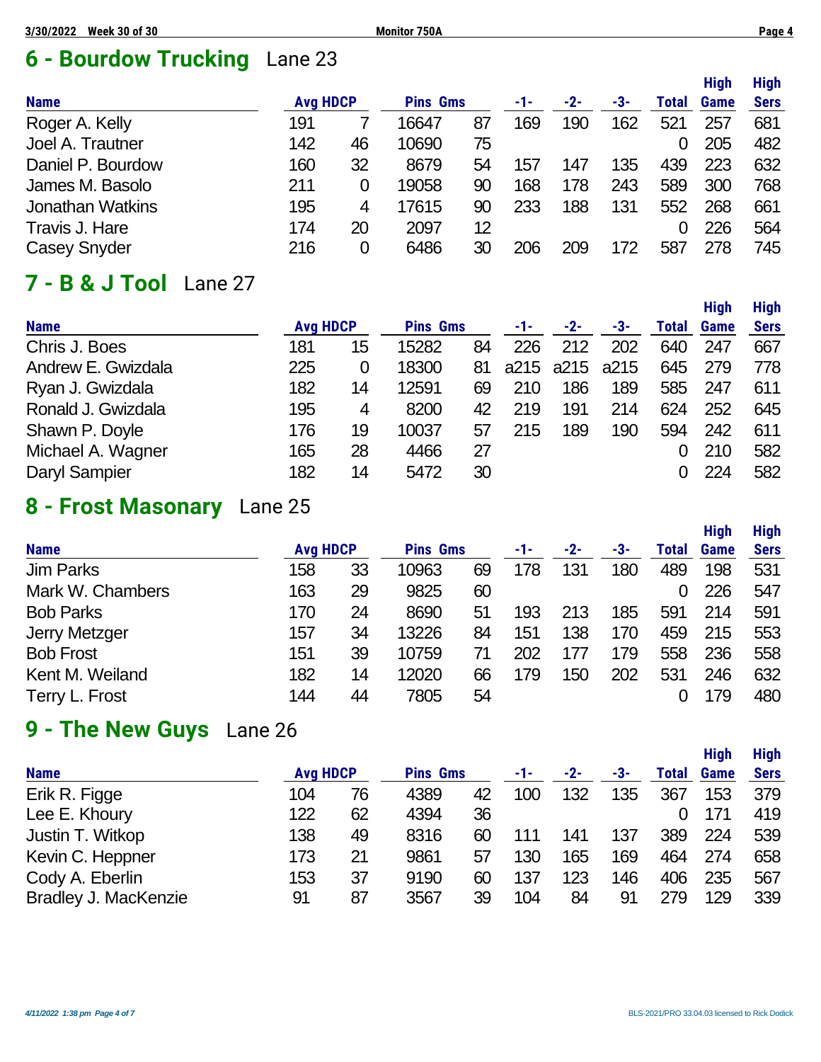## 6 - Bourdow Trucking   Lane 23

| Name | Avg | HDCP | Pins | Gms | -1- | -2- | -3- | Total | High Game | High Sers |
|---|---|---|---|---|---|---|---|---|---|---|
| Roger A. Kelly | 191 | 7 | 16647 | 87 | 169 | 190 | 162 | 521 | 257 | 681 |
| Joel A. Trautner | 142 | 46 | 10690 | 75 | | | | 0 | 205 | 482 |
| Daniel P. Bourdow | 160 | 32 | 8679 | 54 | 157 | 147 | 135 | 439 | 223 | 632 |
| James M. Basolo | 211 | 0 | 19058 | 90 | 168 | 178 | 243 | 589 | 300 | 768 |
| Jonathan Watkins | 195 | 4 | 17615 | 90 | 233 | 188 | 131 | 552 | 268 | 661 |
| Travis J. Hare | 174 | 20 | 2097 | 12 | | | | 0 | 226 | 564 |
| Casey Snyder | 216 | 0 | 6486 | 30 | 206 | 209 | 172 | 587 | 278 | 745 |

## 7 - B & J Tool   Lane 27

| Name | Avg | HDCP | Pins | Gms | -1- | -2- | -3- | Total | High Game | High Sers |
|---|---|---|---|---|---|---|---|---|---|---|
| Chris J. Boes | 181 | 15 | 15282 | 84 | 226 | 212 | 202 | 640 | 247 | 667 |
| Andrew E. Gwizdala | 225 | 0 | 18300 | 81 | a215 | a215 | a215 | 645 | 279 | 778 |
| Ryan J. Gwizdala | 182 | 14 | 12591 | 69 | 210 | 186 | 189 | 585 | 247 | 611 |
| Ronald J. Gwizdala | 195 | 4 | 8200 | 42 | 219 | 191 | 214 | 624 | 252 | 645 |
| Shawn P. Doyle | 176 | 19 | 10037 | 57 | 215 | 189 | 190 | 594 | 242 | 611 |
| Michael A. Wagner | 165 | 28 | 4466 | 27 | | | | 0 | 210 | 582 |
| Daryl Sampier | 182 | 14 | 5472 | 30 | | | | 0 | 224 | 582 |

## 8 - Frost Masonary   Lane 25

| Name | Avg | HDCP | Pins | Gms | -1- | -2- | -3- | Total | High Game | High Sers |
|---|---|---|---|---|---|---|---|---|---|---|
| Jim Parks | 158 | 33 | 10963 | 69 | 178 | 131 | 180 | 489 | 198 | 531 |
| Mark W. Chambers | 163 | 29 | 9825 | 60 | | | | 0 | 226 | 547 |
| Bob Parks | 170 | 24 | 8690 | 51 | 193 | 213 | 185 | 591 | 214 | 591 |
| Jerry Metzger | 157 | 34 | 13226 | 84 | 151 | 138 | 170 | 459 | 215 | 553 |
| Bob Frost | 151 | 39 | 10759 | 71 | 202 | 177 | 179 | 558 | 236 | 558 |
| Kent M. Weiland | 182 | 14 | 12020 | 66 | 179 | 150 | 202 | 531 | 246 | 632 |
| Terry L. Frost | 144 | 44 | 7805 | 54 | | | | 0 | 179 | 480 |

## 9 - The New Guys   Lane 26

| Name | Avg | HDCP | Pins | Gms | -1- | -2- | -3- | Total | High Game | High Sers |
|---|---|---|---|---|---|---|---|---|---|---|
| Erik R. Figge | 104 | 76 | 4389 | 42 | 100 | 132 | 135 | 367 | 153 | 379 |
| Lee E. Khoury | 122 | 62 | 4394 | 36 | | | | 0 | 171 | 419 |
| Justin T. Witkop | 138 | 49 | 8316 | 60 | 111 | 141 | 137 | 389 | 224 | 539 |
| Kevin C. Heppner | 173 | 21 | 9861 | 57 | 130 | 165 | 169 | 464 | 274 | 658 |
| Cody A. Eberlin | 153 | 37 | 9190 | 60 | 137 | 123 | 146 | 406 | 235 | 567 |
| Bradley J. MacKenzie | 91 | 87 | 3567 | 39 | 104 | 84 | 91 | 279 | 129 | 339 |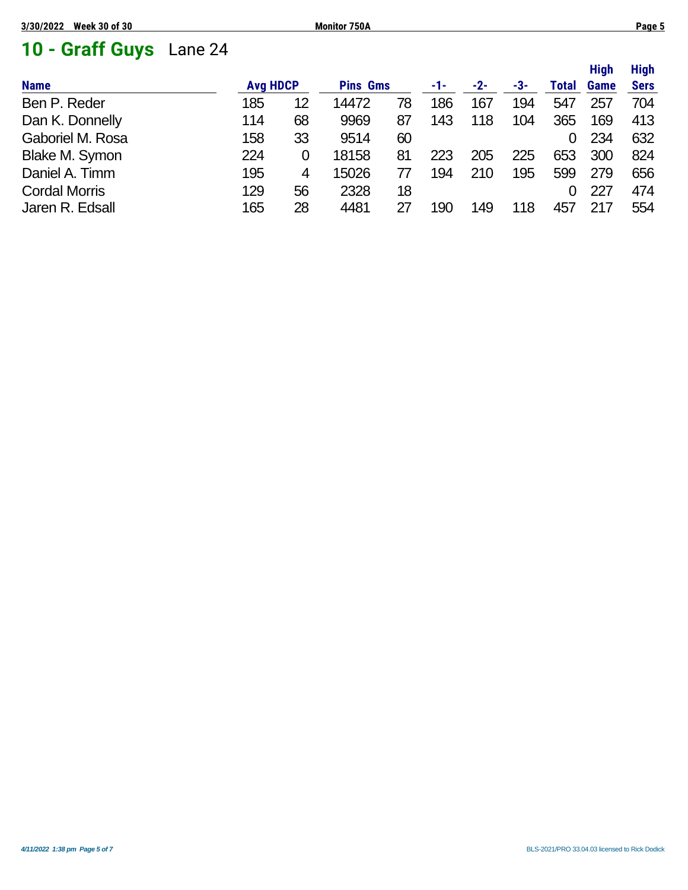# 10 - Graff Guys Lane 24

| Name | Avg | HDCP | Pins | Gms | -1- | -2- | -3- | Total | High Game | High Sers |
|---|---|---|---|---|---|---|---|---|---|---|
| Ben P. Reder | 185 | 12 | 14472 | 78 | 186 | 167 | 194 | 547 | 257 | 704 |
| Dan K. Donnelly | 114 | 68 | 9969 | 87 | 143 | 118 | 104 | 365 | 169 | 413 |
| Gaboriel M. Rosa | 158 | 33 | 9514 | 60 | | | | 0 | 234 | 632 |
| Blake M. Symon | 224 | 0 | 18158 | 81 | 223 | 205 | 225 | 653 | 300 | 824 |
| Daniel A. Timm | 195 | 4 | 15026 | 77 | 194 | 210 | 195 | 599 | 279 | 656 |
| Cordal Morris | 129 | 56 | 2328 | 18 | | | | 0 | 227 | 474 |
| Jaren R. Edsall | 165 | 28 | 4481 | 27 | 190 | 149 | 118 | 457 | 217 | 554 |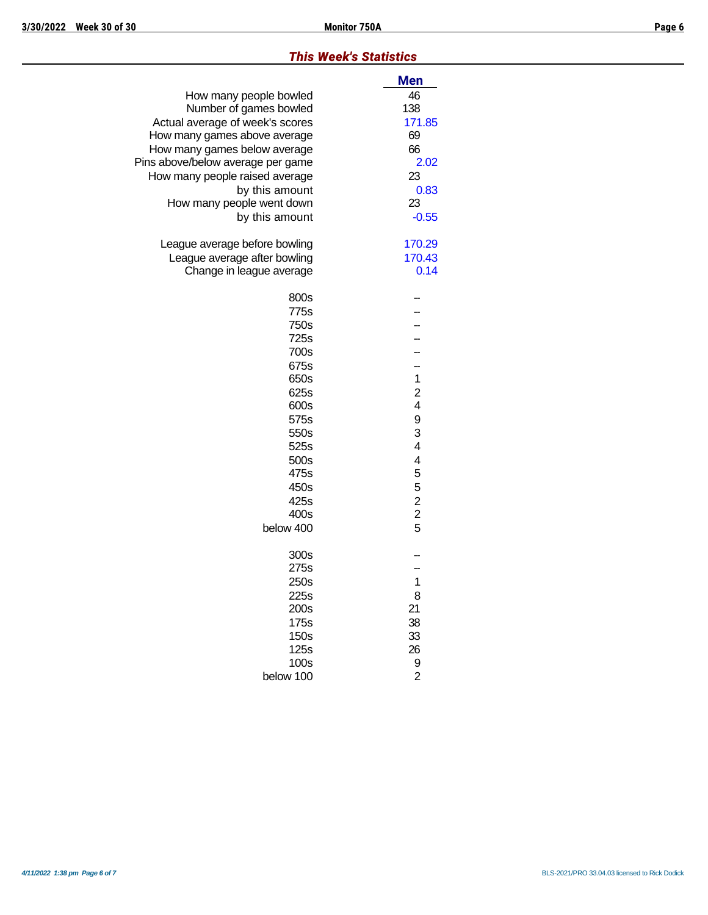## *This Week's Statistics*

| | Men |
|---|---|
| How many people bowled | 46 |
| Number of games bowled | 138 |
| Actual average of week's scores | 171.85 |
| How many games above average | 69 |
| How many games below average | 66 |
| Pins above/below average per game | 2.02 |
| How many people raised average | 23 |
| by this amount | 0.83 |
| How many people went down | 23 |
| by this amount | -0.55 |
| | |
| League average before bowling | 170.29 |
| League average after bowling | 170.43 |
| Change in league average | 0.14 |
| | |
| 800s | -- |
| 775s | -- |
| 750s | -- |
| 725s | -- |
| 700s | -- |
| 675s | -- |
| 650s | 1 |
| 625s | 2 |
| 600s | 4 |
| 575s | 9 |
| 550s | 3 |
| 525s | 4 |
| 500s | 4 |
| 475s | 5 |
| 450s | 5 |
| 425s | 2 |
| 400s | 2 |
| below 400 | 5 |
| | |
| 300s | -- |
| 275s | -- |
| 250s | 1 |
| 225s | 8 |
| 200s | 21 |
| 175s | 38 |
| 150s | 33 |
| 125s | 26 |
| 100s | 9 |
| below 100 | 2 |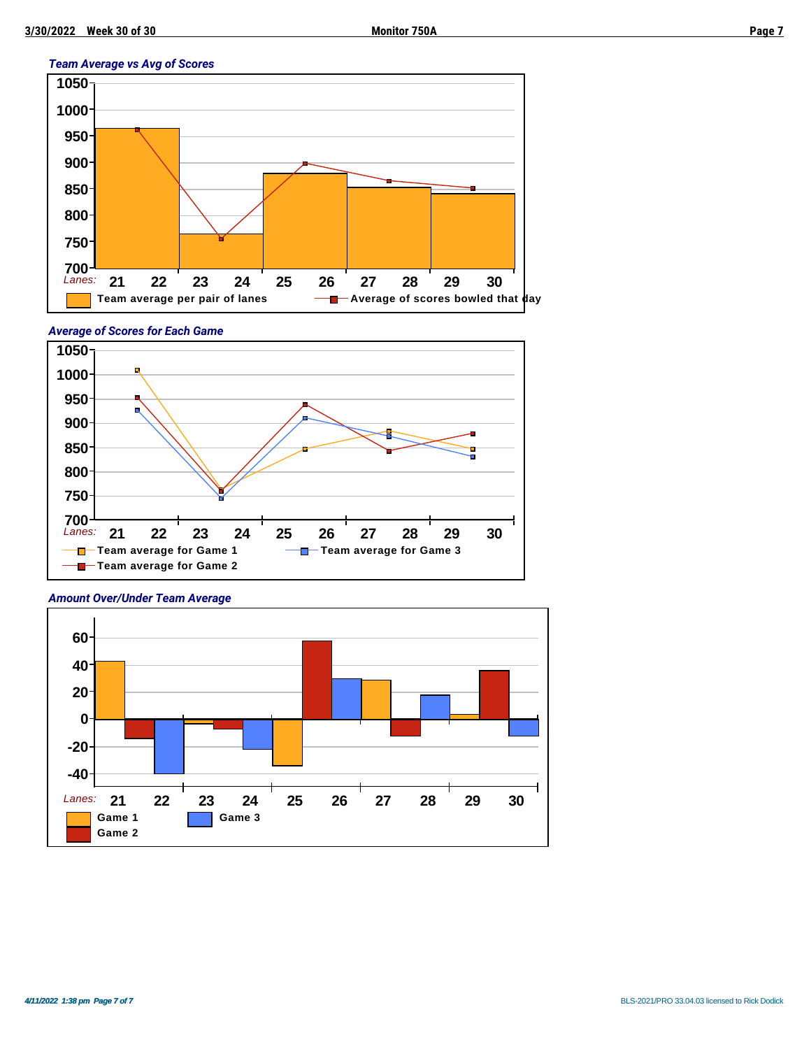*Team Average vs Avg of Scores*

1050
1000
950
900
850
800
750
700

Lanes: 21 22 23 24 25 26 27 28 29 30

Team average per pair of lanes
Average of scores bowled that day

*Average of Scores for Each Game*

1050
1000
950
900
850
800
750
700

Lanes: 21 22 23 24 25 26 27 28 29 30

Team average for Game 1
Team average for Game 3
Team average for Game 2

*Amount Over/Under Team Average*

60
40
20
0
-20
-40

Lanes: 21 22 23 24 25 26 27 28 29 30

Game 1
Game 3
Game 2